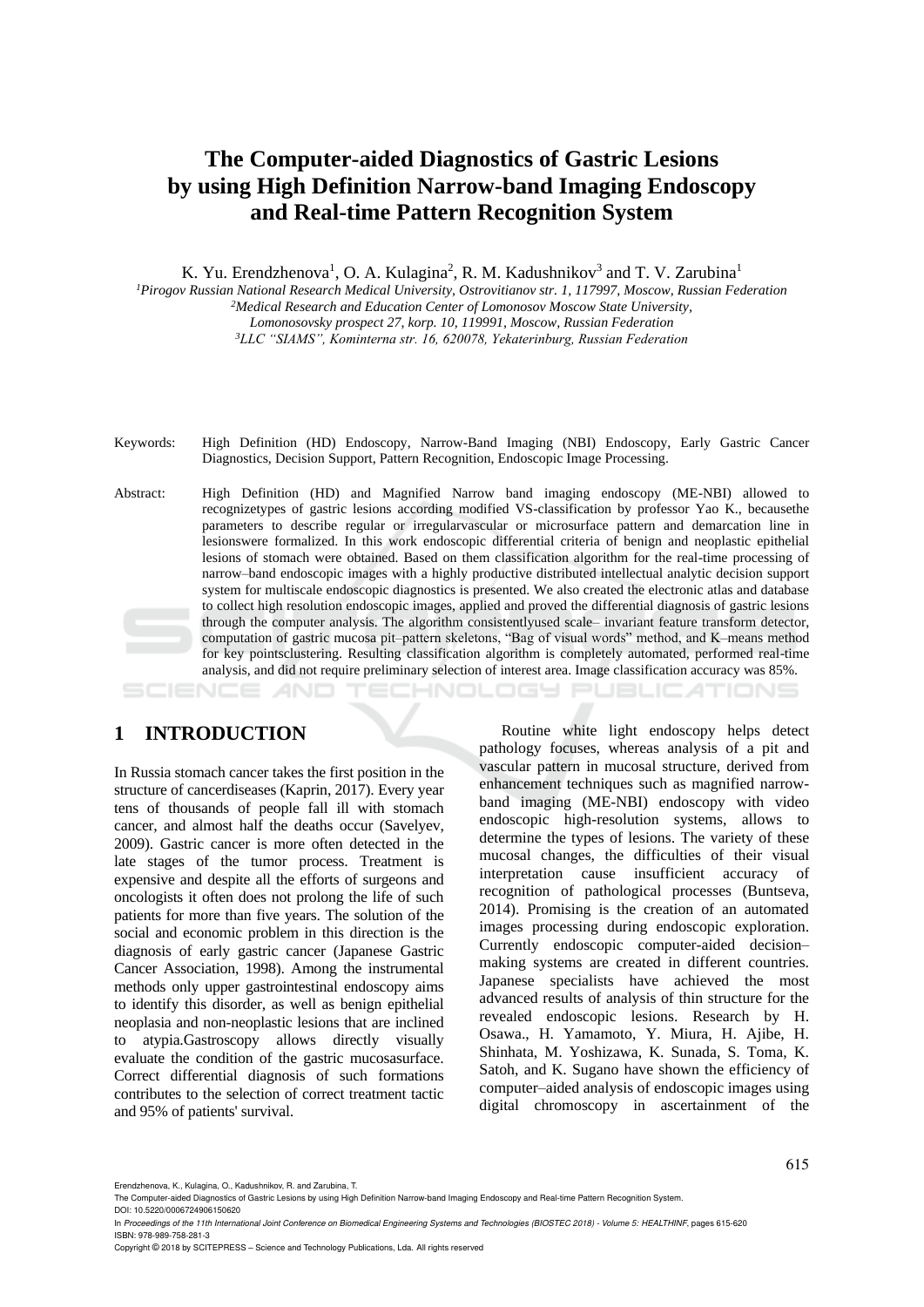# The Computer-aided Diagnostics of Gastric Lesions by using High Definition Narrow-band Imaging Endoscopy and Real-time Pattern Recognition System

K. Yu. Erendzhenova[1], O. A. Kulagina[2], R. M. Kadushnikov[3] and T. V. Zarubina[1]

[1]*Pirogov Russian National Research Medical University, Ostrovitianov str. 1, 117997, Moscow, Russian Federation*
[2]*Medical Research and Education Center of Lomonosov Moscow State University, Lomonosovsky prospect 27, korp. 10, 119991, Moscow, Russian Federation*
[3]*LLC "SIAMS", Kominterna str. 16, 620078, Yekaterinburg, Russian Federation*

Keywords: High Definition (HD) Endoscopy, Narrow-Band Imaging (NBI) Endoscopy, Early Gastric Cancer Diagnostics, Decision Support, Pattern Recognition, Endoscopic Image Processing.

Abstract: High Definition (HD) and Magnified Narrow band imaging endoscopy (ME-NBI) allowed to recognizetypes of gastric lesions according modified VS-classification by professor Yao K., becausethe parameters to describe regular or irregularvascular or microsurface pattern and demarcation line in lesionswere formalized. In this work endoscopic differential criteria of benign and neoplastic epithelial lesions of stomach were obtained. Based on them classification algorithm for the real-time processing of narrow–band endoscopic images with a highly productive distributed intellectual analytic decision support system for multiscale endoscopic diagnostics is presented. We also created the electronic atlas and database to collect high resolution endoscopic images, applied and proved the differential diagnosis of gastric lesions through the computer analysis. The algorithm consistentlyused scale– invariant feature transform detector, computation of gastric mucosa pit–pattern skeletons, "Bag of visual words" method, and K–means method for key pointsclustering. Resulting classification algorithm is completely automated, performed real-time analysis, and did not require preliminary selection of interest area. Image classification accuracy was 85%.

## 1 INTRODUCTION

In Russia stomach cancer takes the first position in the structure of cancerdiseases (Kaprin, 2017). Every year tens of thousands of people fall ill with stomach cancer, and almost half the deaths occur (Savelyev, 2009). Gastric cancer is more often detected in the late stages of the tumor process. Treatment is expensive and despite all the efforts of surgeons and oncologists it often does not prolong the life of such patients for more than five years. The solution of the social and economic problem in this direction is the diagnosis of early gastric cancer (Japanese Gastric Cancer Association, 1998). Among the instrumental methods only upper gastrointestinal endoscopy aims to identify this disorder, as well as benign epithelial neoplasia and non-neoplastic lesions that are inclined to atypia.Gastroscopy allows directly visually evaluate the condition of the gastric mucosasurface. Correct differential diagnosis of such formations contributes to the selection of correct treatment tactic and 95% of patients' survival.

Routine white light endoscopy helps detect pathology focuses, whereas analysis of a pit and vascular pattern in mucosal structure, derived from enhancement techniques such as magnified narrow-band imaging (ME-NBI) endoscopy with video endoscopic high-resolution systems, allows to determine the types of lesions. The variety of these mucosal changes, the difficulties of their visual interpretation cause insufficient accuracy of recognition of pathological processes (Buntseva, 2014). Promising is the creation of an automated images processing during endoscopic exploration. Currently endoscopic computer-aided decision–making systems are created in different countries. Japanese specialists have achieved the most advanced results of analysis of thin structure for the revealed endoscopic lesions. Research by H. Osawa., H. Yamamoto, Y. Miura, H. Ajibe, H. Shinhata, M. Yoshizawa, K. Sunada, S. Toma, K. Satoh, and K. Sugano have shown the efficiency of computer–aided analysis of endoscopic images using digital chromoscopy in ascertainment of the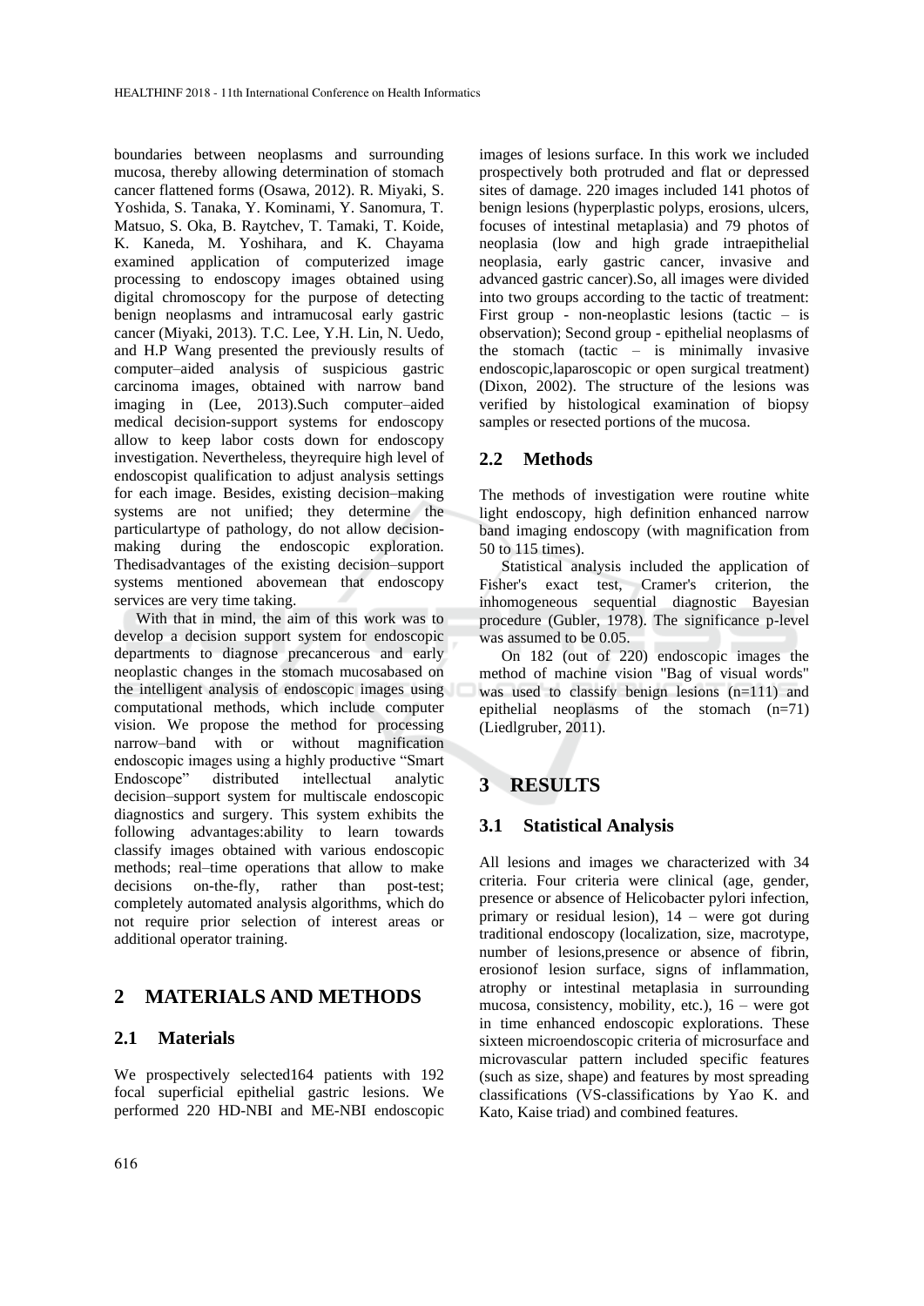boundaries between neoplasms and surrounding mucosa, thereby allowing determination of stomach cancer flattened forms (Osawa, 2012). R. Miyaki, S. Yoshida, S. Tanaka, Y. Kominami, Y. Sanomura, T. Matsuo, S. Oka, B. Raytchev, T. Tamaki, T. Koide, K. Kaneda, M. Yoshihara, and K. Chayama examined application of computerized image processing to endoscopy images obtained using digital chromoscopy for the purpose of detecting benign neoplasms and intramucosal early gastric cancer (Miyaki, 2013). T.C. Lee, Y.H. Lin, N. Uedo, and H.P Wang presented the previously results of computer–aided analysis of suspicious gastric carcinoma images, obtained with narrow band imaging in (Lee, 2013).Such computer–aided medical decision-support systems for endoscopy allow to keep labor costs down for endoscopy investigation. Nevertheless, theyrequire high level of endoscopist qualification to adjust analysis settings for each image. Besides, existing decision–making systems are not unified; they determine the particulartype of pathology, do not allow decision-making during the endoscopic exploration. Thedisadvantages of the existing decision–support systems mentioned abovemean that endoscopy services are very time taking.

With that in mind, the aim of this work was to develop a decision support system for endoscopic departments to diagnose precancerous and early neoplastic changes in the stomach mucosabased on the intelligent analysis of endoscopic images using computational methods, which include computer vision. We propose the method for processing narrow–band with or without magnification endoscopic images using a highly productive "Smart Endoscope" distributed intellectual analytic decision–support system for multiscale endoscopic diagnostics and surgery. This system exhibits the following advantages:ability to learn towards classify images obtained with various endoscopic methods; real–time operations that allow to make decisions on-the-fly, rather than post-test; completely automated analysis algorithms, which do not require prior selection of interest areas or additional operator training.

## 2 MATERIALS AND METHODS

### 2.1 Materials

We prospectively selected164 patients with 192 focal superficial epithelial gastric lesions. We performed 220 HD-NBI and ME-NBI endoscopic images of lesions surface. In this work we included prospectively both protruded and flat or depressed sites of damage. 220 images included 141 photos of benign lesions (hyperplastic polyps, erosions, ulcers, focuses of intestinal metaplasia) and 79 photos of neoplasia (low and high grade intraepithelial neoplasia, early gastric cancer, invasive and advanced gastric cancer).So, all images were divided into two groups according to the tactic of treatment: First group - non-neoplastic lesions (tactic – is observation); Second group - epithelial neoplasms of the stomach (tactic – is minimally invasive endoscopic,laparoscopic or open surgical treatment) (Dixon, 2002). The structure of the lesions was verified by histological examination of biopsy samples or resected portions of the mucosa.

### 2.2 Methods

The methods of investigation were routine white light endoscopy, high definition enhanced narrow band imaging endoscopy (with magnification from 50 to 115 times).

Statistical analysis included the application of Fisher's exact test, Cramer's criterion, the inhomogeneous sequential diagnostic Bayesian procedure (Gubler, 1978). The significance p-level was assumed to be 0.05.

On 182 (out of 220) endoscopic images the method of machine vision "Bag of visual words" was used to classify benign lesions (n=111) and epithelial neoplasms of the stomach (n=71) (Liedlgruber, 2011).

## 3 RESULTS

### 3.1 Statistical Analysis

All lesions and images we characterized with 34 criteria. Four criteria were clinical (age, gender, presence or absence of Helicobacter pylori infection, primary or residual lesion), 14 – were got during traditional endoscopy (localization, size, macrotype, number of lesions,presence or absence of fibrin, erosionof lesion surface, signs of inflammation, atrophy or intestinal metaplasia in surrounding mucosa, consistency, mobility, etc.), 16 – were got in time enhanced endoscopic explorations. These sixteen microendoscopic criteria of microsurface and microvascular pattern included specific features (such as size, shape) and features by most spreading classifications (VS-classifications by Yao K. and Kato, Kaise triad) and combined features.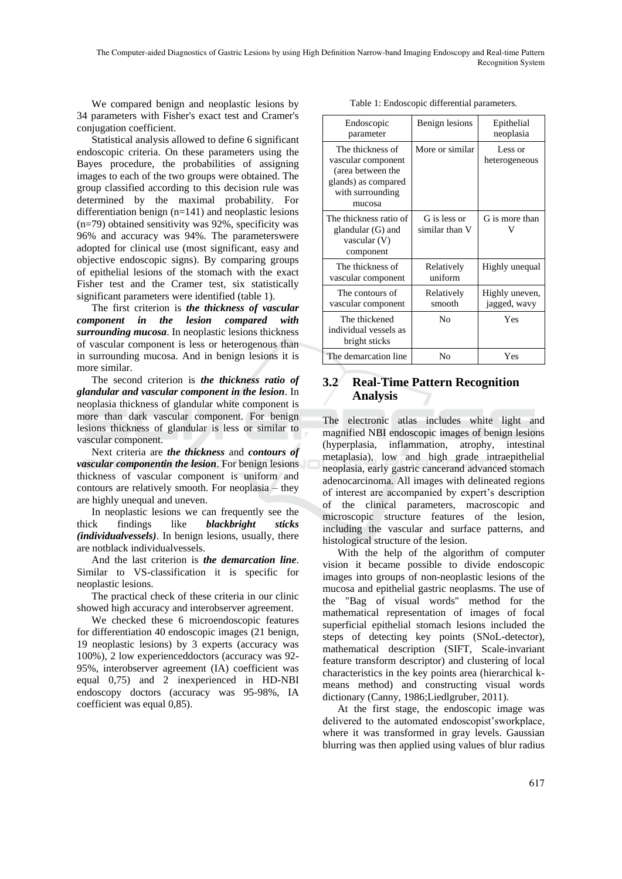We compared benign and neoplastic lesions by 34 parameters with Fisher's exact test and Cramer's conjugation coefficient.

Statistical analysis allowed to define 6 significant endoscopic criteria. On these parameters using the Bayes procedure, the probabilities of assigning images to each of the two groups were obtained. The group classified according to this decision rule was determined by the maximal probability. For differentiation benign (n=141) and neoplastic lesions (n=79) obtained sensitivity was 92%, specificity was 96% and accuracy was 94%. The parameterswere adopted for clinical use (most significant, easy and objective endoscopic signs). By comparing groups of epithelial lesions of the stomach with the exact Fisher test and the Cramer test, six statistically significant parameters were identified (table 1).

The first criterion is ***the thickness of vascular component in the lesion compared with surrounding mucosa***. In neoplastic lesions thickness of vascular component is less or heterogenous than in surrounding mucosa. And in benign lesions it is more similar.

The second criterion is ***the thickness ratio of glandular and vascular component in the lesion***. In neoplasia thickness of glandular white component is more than dark vascular component. For benign lesions thickness of glandular is less or similar to vascular component.

Next criteria are ***the thickness*** and ***contours of vascular componentin the lesion***. For benign lesions thickness of vascular component is uniform and contours are relatively smooth. For neoplasia – they are highly unequal and uneven.

In neoplastic lesions we can frequently see the thick findings like ***blackbright sticks (individualvessels)***. In benign lesions, usually, there are notblack individualvessels.

And the last criterion is ***the demarcation line***. Similar to VS-classification it is specific for neoplastic lesions.

The practical check of these criteria in our clinic showed high accuracy and interobserver agreement.

We checked these 6 microendoscopic features for differentiation 40 endoscopic images (21 benign, 19 neoplastic lesions) by 3 experts (accuracy was 100%), 2 low experienceddoctors (accuracy was 92-95%, interobserver agreement (IA) coefficient was equal 0,75) and 2 inexperienced in HD-NBI endoscopy doctors (accuracy was 95-98%, IA coefficient was equal 0,85).

Table 1: Endoscopic differential parameters.

| Endoscopic parameter | Benign lesions | Epithelial neoplasia |
|---|---|---|
| The thickness of vascular component (area between the glands) as compared with surrounding mucosa | More or similar | Less or heterogeneous |
| The thickness ratio of glandular (G) and vascular (V) component | G is less or similar than V | G is more than V |
| The thickness of vascular component | Relatively uniform | Highly unequal |
| The contours of vascular component | Relatively smooth | Highly uneven, jagged, wavy |
| The thickened individual vessels as bright sticks | No | Yes |
| The demarcation line | No | Yes |

## 3.2 Real-Time Pattern Recognition Analysis

The electronic atlas includes white light and magnified NBI endoscopic images of benign lesions (hyperplasia, inflammation, atrophy, intestinal metaplasia), low and high grade intraepithelial neoplasia, early gastric cancerand advanced stomach adenocarcinoma. All images with delineated regions of interest are accompanied by expert's description of the clinical parameters, macroscopic and microscopic structure features of the lesion, including the vascular and surface patterns, and histological structure of the lesion.

With the help of the algorithm of computer vision it became possible to divide endoscopic images into groups of non-neoplastic lesions of the mucosa and epithelial gastric neoplasms. The use of the "Bag of visual words" method for the mathematical representation of images of focal superficial epithelial stomach lesions included the steps of detecting key points (SNoL-detector), mathematical description (SIFT, Scale-invariant feature transform descriptor) and clustering of local characteristics in the key points area (hierarchical k-means method) and constructing visual words dictionary (Canny, 1986;Liedlgruber, 2011).

At the first stage, the endoscopic image was delivered to the automated endoscopist'sworkplace, where it was transformed in gray levels. Gaussian blurring was then applied using values of blur radius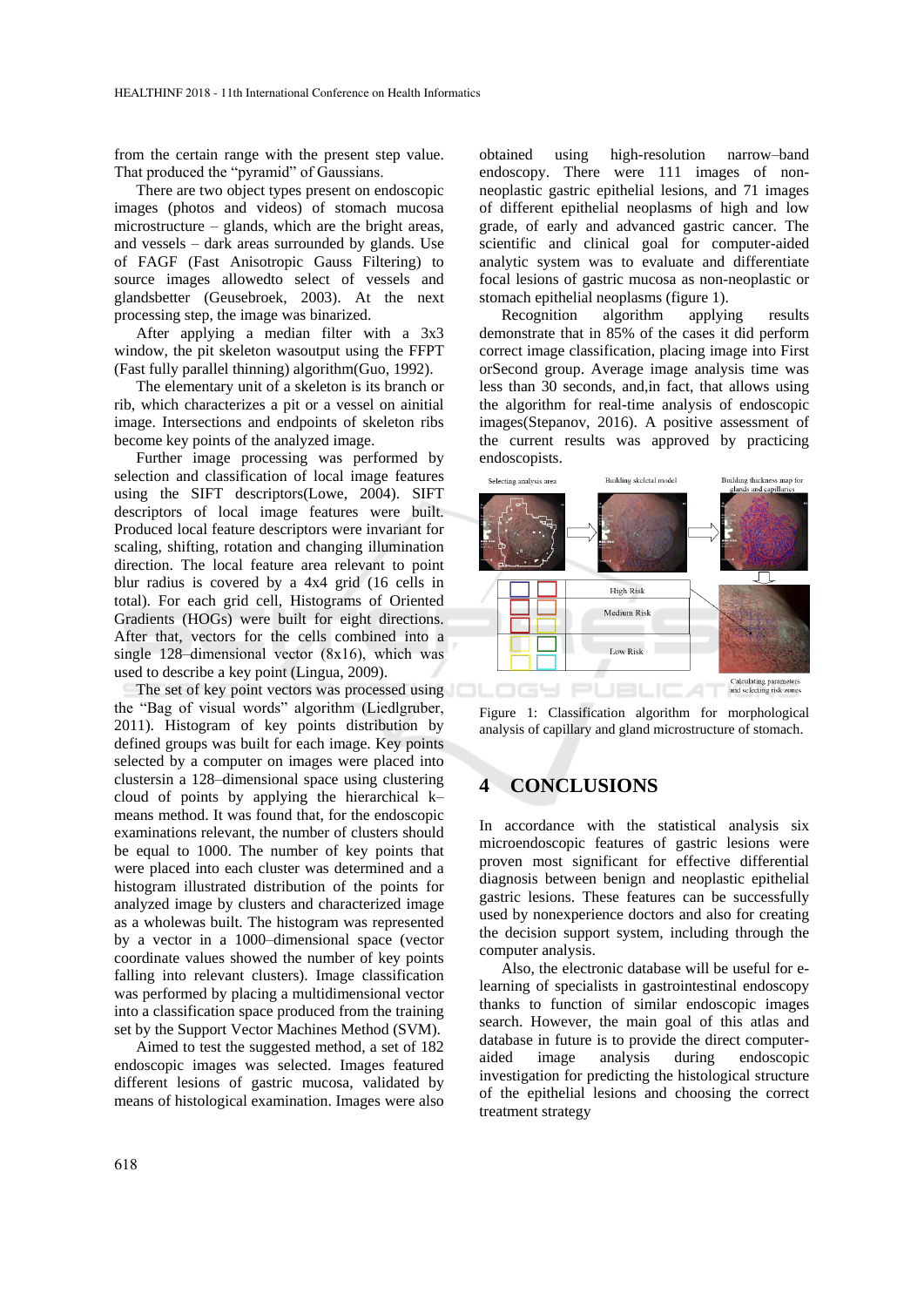from the certain range with the present step value. That produced the "pyramid" of Gaussians.

There are two object types present on endoscopic images (photos and videos) of stomach mucosa microstructure – glands, which are the bright areas, and vessels – dark areas surrounded by glands. Use of FAGF (Fast Anisotropic Gauss Filtering) to source images allowedto select of vessels and glandsbetter (Geusebroek, 2003). At the next processing step, the image was binarized.

After applying a median filter with a 3x3 window, the pit skeleton wasoutput using the FFPT (Fast fully parallel thinning) algorithm(Guo, 1992).

The elementary unit of a skeleton is its branch or rib, which characterizes a pit or a vessel on ainitial image. Intersections and endpoints of skeleton ribs become key points of the analyzed image.

Further image processing was performed by selection and classification of local image features using the SIFT descriptors(Lowe, 2004). SIFT descriptors of local image features were built. Produced local feature descriptors were invariant for scaling, shifting, rotation and changing illumination direction. The local feature area relevant to point blur radius is covered by a 4x4 grid (16 cells in total). For each grid cell, Histograms of Oriented Gradients (HOGs) were built for eight directions. After that, vectors for the cells combined into a single 128–dimensional vector (8x16), which was used to describe a key point (Lingua, 2009).

The set of key point vectors was processed using the "Bag of visual words" algorithm (Liedlgruber, 2011). Histogram of key points distribution by defined groups was built for each image. Key points selected by a computer on images were placed into clustersin a 128–dimensional space using clustering cloud of points by applying the hierarchical k–means method. It was found that, for the endoscopic examinations relevant, the number of clusters should be equal to 1000. The number of key points that were placed into each cluster was determined and a histogram illustrated distribution of the points for analyzed image by clusters and characterized image as a wholewas built. The histogram was represented by a vector in a 1000–dimensional space (vector coordinate values showed the number of key points falling into relevant clusters). Image classification was performed by placing a multidimensional vector into a classification space produced from the training set by the Support Vector Machines Method (SVM).

Aimed to test the suggested method, a set of 182 endoscopic images was selected. Images featured different lesions of gastric mucosa, validated by means of histological examination. Images were also obtained using high-resolution narrow–band endoscopy. There were 111 images of non-neoplastic gastric epithelial lesions, and 71 images of different epithelial neoplasms of high and low grade, of early and advanced gastric cancer. The scientific and clinical goal for computer-aided analytic system was to evaluate and differentiate focal lesions of gastric mucosa as non-neoplastic or stomach epithelial neoplasms (figure 1).

Recognition algorithm applying results demonstrate that in 85% of the cases it did perform correct image classification, placing image into First orSecond group. Average image analysis time was less than 30 seconds, and,in fact, that allows using the algorithm for real-time analysis of endoscopic images(Stepanov, 2016). A positive assessment of the current results was approved by practicing endoscopists.

Figure 1: Classification algorithm for morphological analysis of capillary and gland microstructure of stomach.

## 4 CONCLUSIONS

In accordance with the statistical analysis six microendoscopic features of gastric lesions were proven most significant for effective differential diagnosis between benign and neoplastic epithelial gastric lesions. These features can be successfully used by nonexperience doctors and also for creating the decision support system, including through the computer analysis.

Also, the electronic database will be useful for e-learning of specialists in gastrointestinal endoscopy thanks to function of similar endoscopic images search. However, the main goal of this atlas and database in future is to provide the direct computer-aided image analysis during endoscopic investigation for predicting the histological structure of the epithelial lesions and choosing the correct treatment strategy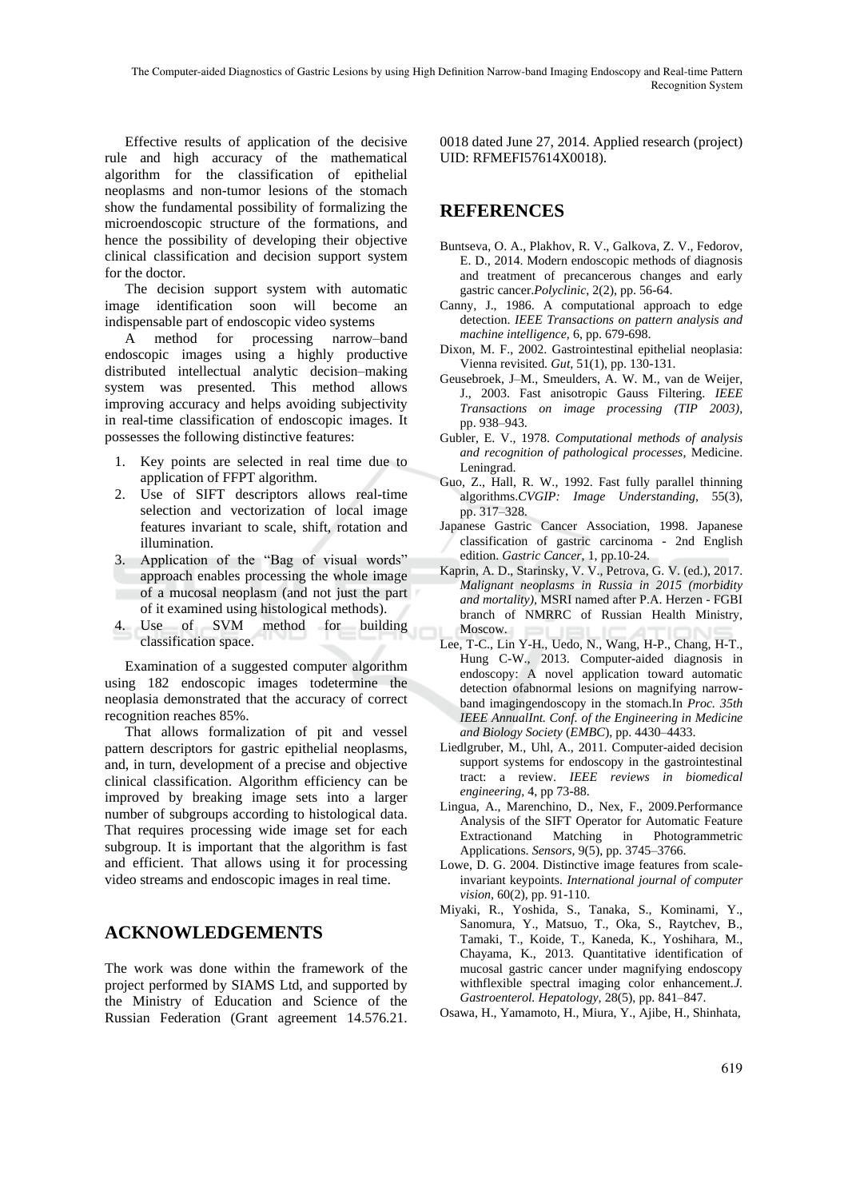Effective results of application of the decisive rule and high accuracy of the mathematical algorithm for the classification of epithelial neoplasms and non-tumor lesions of the stomach show the fundamental possibility of formalizing the microendoscopic structure of the formations, and hence the possibility of developing their objective clinical classification and decision support system for the doctor.

The decision support system with automatic image identification soon will become an indispensable part of endoscopic video systems

A method for processing narrow–band endoscopic images using a highly productive distributed intellectual analytic decision–making system was presented. This method allows improving accuracy and helps avoiding subjectivity in real-time classification of endoscopic images. It possesses the following distinctive features:

1. Key points are selected in real time due to application of FFPT algorithm.
2. Use of SIFT descriptors allows real-time selection and vectorization of local image features invariant to scale, shift, rotation and illumination.
3. Application of the "Bag of visual words" approach enables processing the whole image of a mucosal neoplasm (and not just the part of it examined using histological methods).
4. Use of SVM method for building classification space.

Examination of a suggested computer algorithm using 182 endoscopic images todetermine the neoplasia demonstrated that the accuracy of correct recognition reaches 85%.

That allows formalization of pit and vessel pattern descriptors for gastric epithelial neoplasms, and, in turn, development of a precise and objective clinical classification. Algorithm efficiency can be improved by breaking image sets into a larger number of subgroups according to histological data. That requires processing wide image set for each subgroup. It is important that the algorithm is fast and efficient. That allows using it for processing video streams and endoscopic images in real time.

## ACKNOWLEDGEMENTS

The work was done within the framework of the project performed by SIAMS Ltd, and supported by the Ministry of Education and Science of the Russian Federation (Grant agreement 14.576.21.0018 dated June 27, 2014. Applied research (project) UID: RFMEFI57614X0018).

## REFERENCES

Buntseva, O. A., Plakhov, R. V., Galkova, Z. V., Fedorov, E. D., 2014. Modern endoscopic methods of diagnosis and treatment of precancerous changes and early gastric cancer.*Polyclinic*, 2(2), pp. 56-64.

Canny, J., 1986. A computational approach to edge detection. *IEEE Transactions on pattern analysis and machine intelligence,* 6, pp. 679-698.

Dixon, M. F., 2002. Gastrointestinal epithelial neoplasia: Vienna revisited. *Gut,* 51(1), pp. 130-131.

Geusebroek, J–M., Smeulders, A. W. M., van de Weijer, J., 2003. Fast anisotropic Gauss Filtering. *IEEE Transactions on image processing (TIP 2003),* pp. 938–943.

Gubler, E. V., 1978. *Computational methods of analysis and recognition of pathological processes*, Medicine. Leningrad.

Guo, Z., Hall, R. W., 1992. Fast fully parallel thinning algorithms.*CVGIP: Image Understanding,* 55(3), pp. 317–328.

Japanese Gastric Cancer Association, 1998. Japanese classification of gastric carcinoma - 2nd English edition. *Gastric Cancer*, 1, pp.10-24.

Kaprin, A. D., Starinsky, V. V., Petrova, G. V. (ed.), 2017. *Malignant neoplasms in Russia in 2015 (morbidity and mortality)*, MSRI named after P.A. Herzen - FGBI branch of NMRRC of Russian Health Ministry, Moscow.

Lee, T-C., Lin Y-H., Uedo, N., Wang, H-P., Chang, H-T., Hung C-W., 2013. Computer-aided diagnosis in endoscopy: A novel application toward automatic detection ofabnormal lesions on magnifying narrow-band imagingendoscopy in the stomach.In *Proc. 35th IEEE AnnualInt. Conf. of the Engineering in Medicine and Biology Society* (*EMBC*), pp. 4430–4433.

Liedlgruber, M., Uhl, A., 2011. Computer-aided decision support systems for endoscopy in the gastrointestinal tract: a review. *IEEE reviews in biomedical engineering,* 4, pp 73-88.

Lingua, A., Marenchino, D., Nex, F., 2009.Performance Analysis of the SIFT Operator for Automatic Feature Extractionand Matching in Photogrammetric Applications. *Sensors,* 9(5), pp. 3745–3766.

Lowe, D. G. 2004. Distinctive image features from scale-invariant keypoints. *International journal of computer vision,* 60(2), pp. 91-110.

Miyaki, R., Yoshida, S., Tanaka, S., Kominami, Y., Sanomura, Y., Matsuo, T., Oka, S., Raytchev, B., Tamaki, T., Koide, T., Kaneda, K., Yoshihara, M., Chayama, K., 2013. Quantitative identification of mucosal gastric cancer under magnifying endoscopy withflexible spectral imaging color enhancement.*J. Gastroenterol. Hepatology,* 28(5), pp. 841–847.

Osawa, H., Yamamoto, H., Miura, Y., Ajibe, H., Shinhata,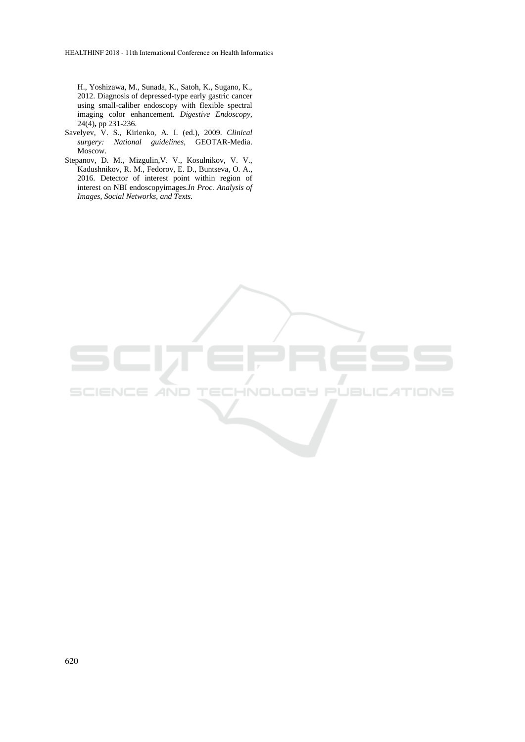H., Yoshizawa, M., Sunada, K., Satoh, K., Sugano, K., 2012. Diagnosis of depressed-type early gastric cancer using small-caliber endoscopy with flexible spectral imaging color enhancement. *Digestive Endoscopy*, 24(4)**,** pp 231-236.

Savelyev, V. S., Kirienko, A. I. (ed.), 2009. *Clinical surgery: National guidelines*, GEOTAR-Media. Moscow.

Stepanov, D. M., Mizgulin,V. V., Kosulnikov, V. V., Kadushnikov, R. M., Fedorov, E. D., Buntseva, O. A., 2016. Detector of interest point within region of interest on NBI endoscopyimages.*In Proc. Analysis of Images, Social Networks, and Texts.*